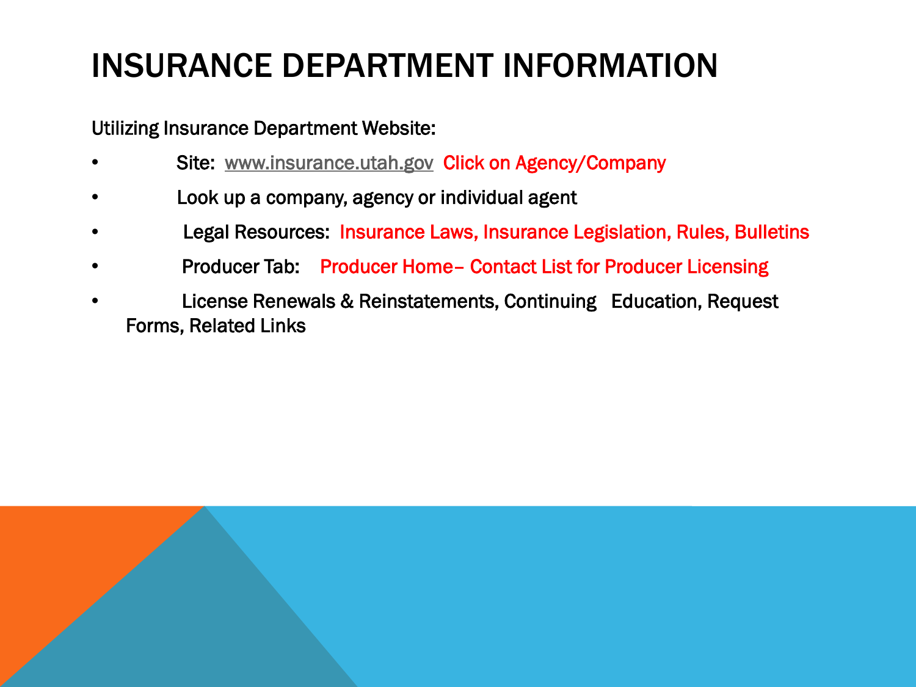# INSURANCE DEPARTMENT INFORMATION

Utilizing Insurance Department Website:

- Site: www.insurance.utah.gov Click on Agency/Company
- Look up a company, agency or individual agent
- Legal Resources: Insurance Laws, Insurance Legislation, Rules, Bulletins
- Producer Tab: Producer Home– Contact List for Producer Licensing
- License Renewals & Reinstatements, Continuing Education, Request Forms, Related Links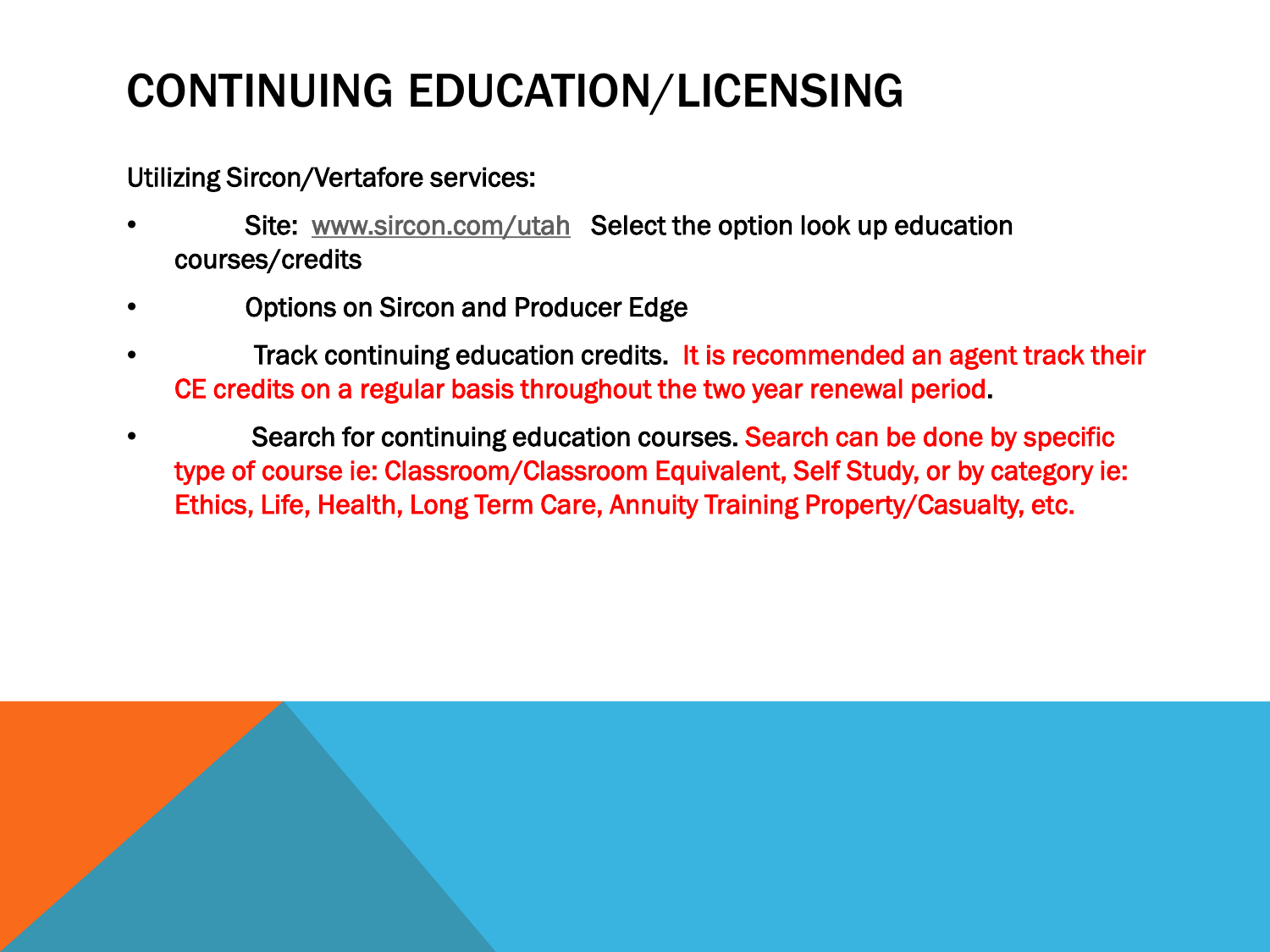# CONTINUING EDUCATION/LICENSING

Utilizing Sircon/Vertafore services:

- Site: www.sircon.com/utah Select the option look up education courses/credits
- Options on Sircon and Producer Edge
- Track continuing education credits. It is recommended an agent track their CE credits on a regular basis throughout the two year renewal period.
- Search for continuing education courses. Search can be done by specific type of course ie: Classroom/Classroom Equivalent, Self Study, or by category ie: Ethics, Life, Health, Long Term Care, Annuity Training Property/Casualty, etc.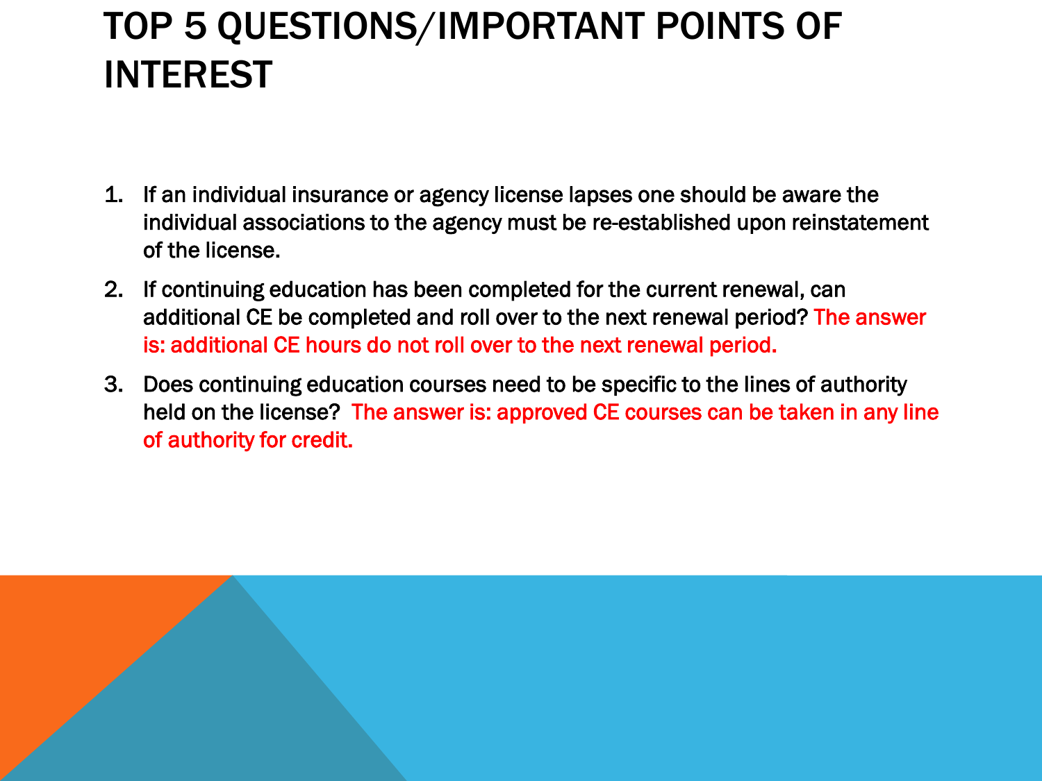# TOP 5 QUESTIONS/IMPORTANT POINTS OF INTEREST

1. If an individual insurance or agency license lapses one should be aware the individual associations to the agency must be re-established upon reinstatement of the license.
2. If continuing education has been completed for the current renewal, can additional CE be completed and roll over to the next renewal period? The answer is: additional CE hours do not roll over to the next renewal period.
3. Does continuing education courses need to be specific to the lines of authority held on the license? The answer is: approved CE courses can be taken in any line of authority for credit.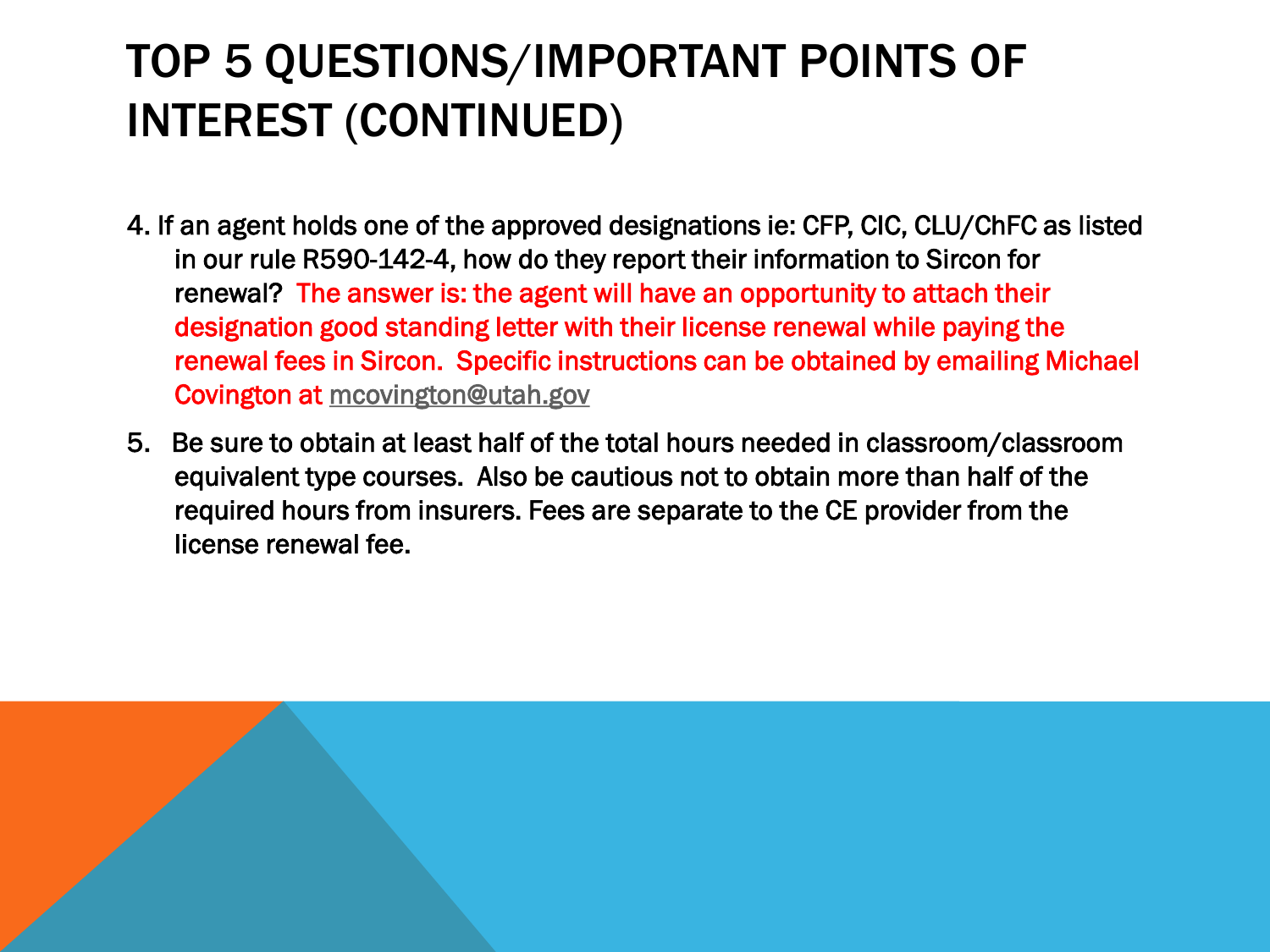# TOP 5 QUESTIONS/IMPORTANT POINTS OF INTEREST (CONTINUED)

4. If an agent holds one of the approved designations ie: CFP, CIC, CLU/ChFC as listed in our rule R590-142-4, how do they report their information to Sircon for renewal? The answer is: the agent will have an opportunity to attach their designation good standing letter with their license renewal while paying the renewal fees in Sircon. Specific instructions can be obtained by emailing Michael Covington at mcovington@utah.gov

5. Be sure to obtain at least half of the total hours needed in classroom/classroom equivalent type courses. Also be cautious not to obtain more than half of the required hours from insurers. Fees are separate to the CE provider from the license renewal fee.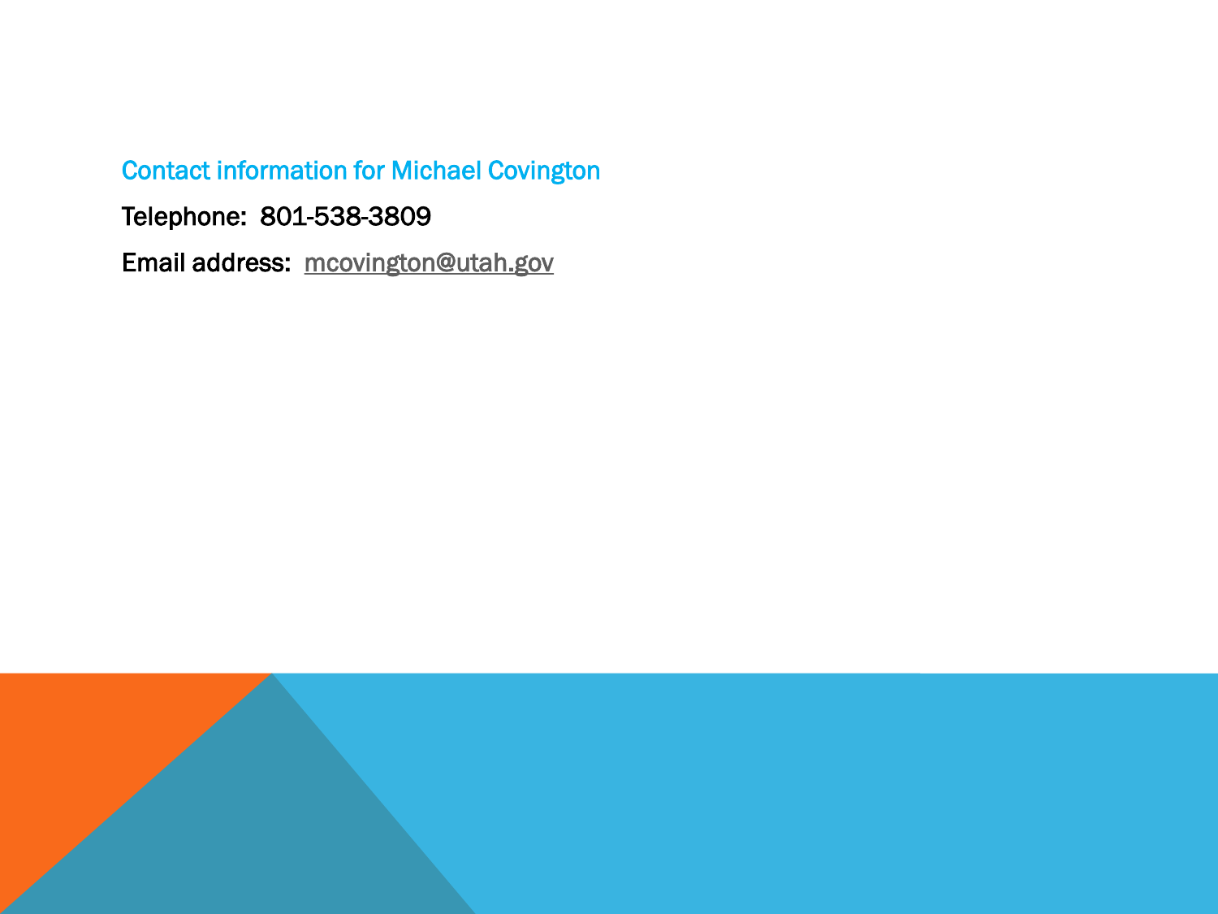## Contact information for Michael Covington

Telephone:  801-538-3809

Email address:  mcovington@utah.gov